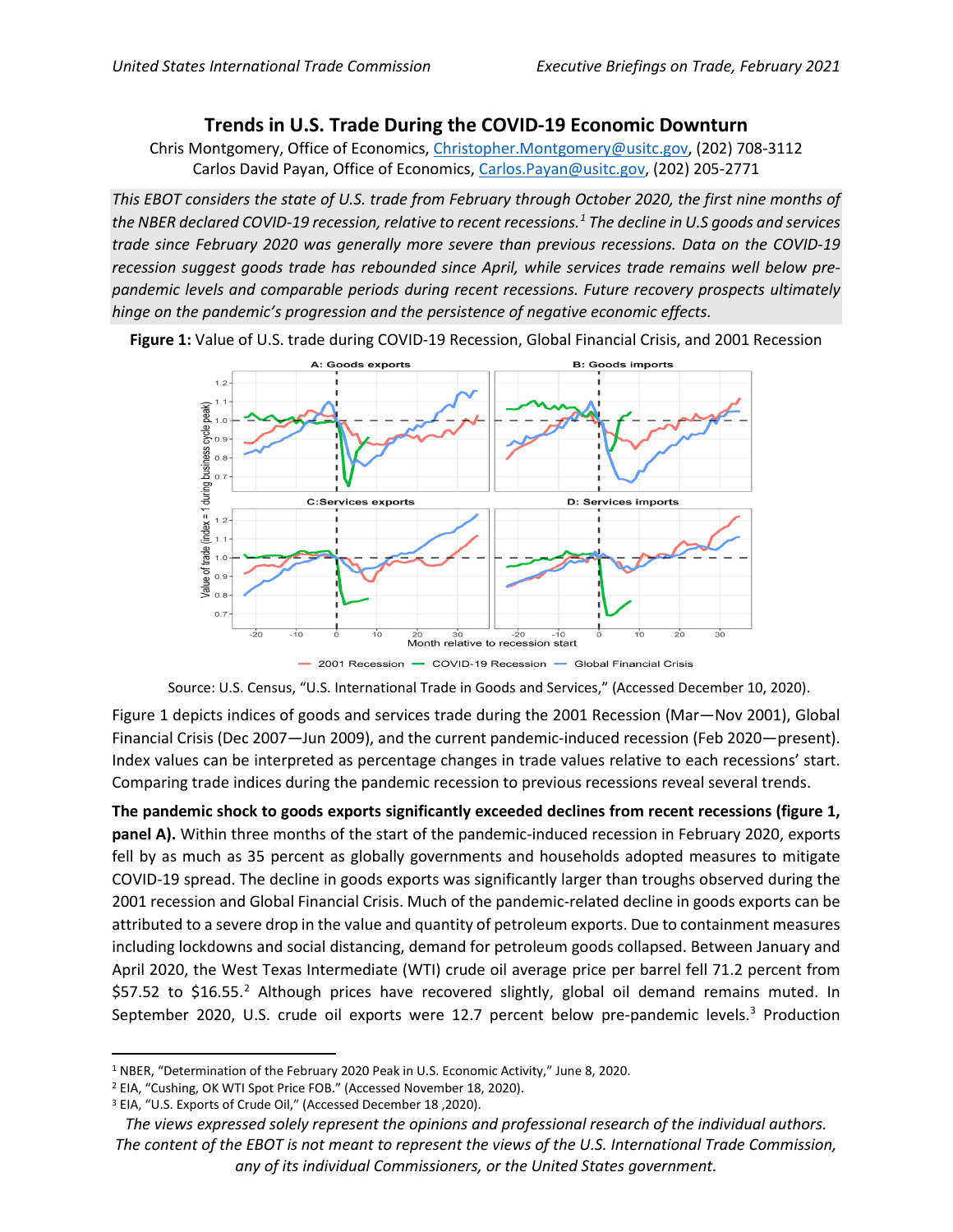# Trends in U.S. Trade During the COVID-19 Economic Downturn

Chris Montgomery, Office of Economics, Christopher.Montgomery@usitc.gov, (202) 708-3112
Carlos David Payan, Office of Economics, Carlos.Payan@usitc.gov, (202) 205-2771

*This EBOT considers the state of U.S. trade from February through October 2020, the first nine months of the NBER declared COVID-19 recession, relative to recent recessions.[1] The decline in U.S goods and services trade since February 2020 was generally more severe than previous recessions. Data on the COVID-19 recession suggest goods trade has rebounded since April, while services trade remains well below pre-pandemic levels and comparable periods during recent recessions. Future recovery prospects ultimately hinge on the pandemic's progression and the persistence of negative economic effects.*

**Figure 1:** Value of U.S. trade during COVID-19 Recession, Global Financial Crisis, and 2001 Recession

Source: U.S. Census, "U.S. International Trade in Goods and Services," (Accessed December 10, 2020).

Figure 1 depicts indices of goods and services trade during the 2001 Recession (Mar—Nov 2001), Global Financial Crisis (Dec 2007—Jun 2009), and the current pandemic-induced recession (Feb 2020—present). Index values can be interpreted as percentage changes in trade values relative to each recessions' start. Comparing trade indices during the pandemic recession to previous recessions reveal several trends.

**The pandemic shock to goods exports significantly exceeded declines from recent recessions (figure 1, panel A).** Within three months of the start of the pandemic-induced recession in February 2020, exports fell by as much as 35 percent as globally governments and households adopted measures to mitigate COVID-19 spread. The decline in goods exports was significantly larger than troughs observed during the 2001 recession and Global Financial Crisis. Much of the pandemic-related decline in goods exports can be attributed to a severe drop in the value and quantity of petroleum exports. Due to containment measures including lockdowns and social distancing, demand for petroleum goods collapsed. Between January and April 2020, the West Texas Intermediate (WTI) crude oil average price per barrel fell 71.2 percent from \$57.52 to \$16.55.[2] Although prices have recovered slightly, global oil demand remains muted. In September 2020, U.S. crude oil exports were 12.7 percent below pre-pandemic levels.[3] Production

[1] NBER, "Determination of the February 2020 Peak in U.S. Economic Activity," June 8, 2020.
[2] EIA, "Cushing, OK WTI Spot Price FOB." (Accessed November 18, 2020).
[3] EIA, "U.S. Exports of Crude Oil," (Accessed December 18 ,2020).

*The views expressed solely represent the opinions and professional research of the individual authors. The content of the EBOT is not meant to represent the views of the U.S. International Trade Commission, any of its individual Commissioners, or the United States government.*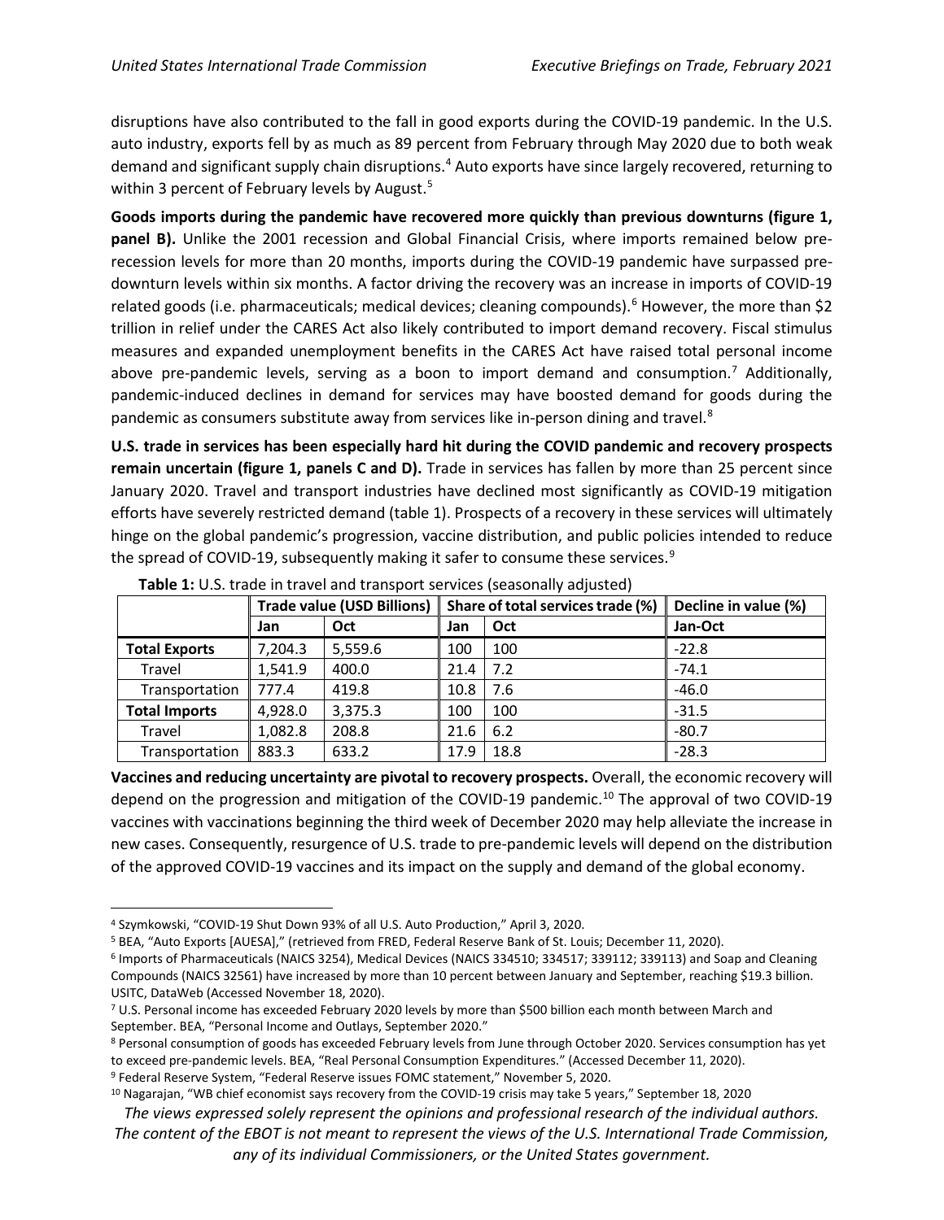disruptions have also contributed to the fall in good exports during the COVID-19 pandemic. In the U.S. auto industry, exports fell by as much as 89 percent from February through May 2020 due to both weak demand and significant supply chain disruptions.[4] Auto exports have since largely recovered, returning to within 3 percent of February levels by August.[5]

**Goods imports during the pandemic have recovered more quickly than previous downturns (figure 1, panel B).** Unlike the 2001 recession and Global Financial Crisis, where imports remained below pre-recession levels for more than 20 months, imports during the COVID-19 pandemic have surpassed pre-downturn levels within six months. A factor driving the recovery was an increase in imports of COVID-19 related goods (i.e. pharmaceuticals; medical devices; cleaning compounds).[6] However, the more than $2 trillion in relief under the CARES Act also likely contributed to import demand recovery. Fiscal stimulus measures and expanded unemployment benefits in the CARES Act have raised total personal income above pre-pandemic levels, serving as a boon to import demand and consumption.[7] Additionally, pandemic-induced declines in demand for services may have boosted demand for goods during the pandemic as consumers substitute away from services like in-person dining and travel.[8]

**U.S. trade in services has been especially hard hit during the COVID pandemic and recovery prospects remain uncertain (figure 1, panels C and D).** Trade in services has fallen by more than 25 percent since January 2020. Travel and transport industries have declined most significantly as COVID-19 mitigation efforts have severely restricted demand (table 1). Prospects of a recovery in these services will ultimately hinge on the global pandemic's progression, vaccine distribution, and public policies intended to reduce the spread of COVID-19, subsequently making it safer to consume these services.[9]

**Table 1:** U.S. trade in travel and transport services (seasonally adjusted)

| | Trade value (USD Billions) | | Share of total services trade (%) | | Decline in value (%) |
|---|---|---|---|---|---|
| | Jan | Oct | Jan | Oct | Jan-Oct |
| **Total Exports** | 7,204.3 | 5,559.6 | 100 | 100 | -22.8 |
| Travel | 1,541.9 | 400.0 | 21.4 | 7.2 | -74.1 |
| Transportation | 777.4 | 419.8 | 10.8 | 7.6 | -46.0 |
| **Total Imports** | 4,928.0 | 3,375.3 | 100 | 100 | -31.5 |
| Travel | 1,082.8 | 208.8 | 21.6 | 6.2 | -80.7 |
| Transportation | 883.3 | 633.2 | 17.9 | 18.8 | -28.3 |

**Vaccines and reducing uncertainty are pivotal to recovery prospects.** Overall, the economic recovery will depend on the progression and mitigation of the COVID-19 pandemic.[10] The approval of two COVID-19 vaccines with vaccinations beginning the third week of December 2020 may help alleviate the increase in new cases. Consequently, resurgence of U.S. trade to pre-pandemic levels will depend on the distribution of the approved COVID-19 vaccines and its impact on the supply and demand of the global economy.

---

[4] Szymkowski, "COVID-19 Shut Down 93% of all U.S. Auto Production," April 3, 2020.

[5] BEA, "Auto Exports [AUESA]," (retrieved from FRED, Federal Reserve Bank of St. Louis; December 11, 2020).

[6] Imports of Pharmaceuticals (NAICS 3254), Medical Devices (NAICS 334510; 334517; 339112; 339113) and Soap and Cleaning Compounds (NAICS 32561) have increased by more than 10 percent between January and September, reaching $19.3 billion. USITC, DataWeb (Accessed November 18, 2020).

[7] U.S. Personal income has exceeded February 2020 levels by more than $500 billion each month between March and September. BEA, "Personal Income and Outlays, September 2020."

[8] Personal consumption of goods has exceeded February levels from June through October 2020. Services consumption has yet to exceed pre-pandemic levels. BEA, "Real Personal Consumption Expenditures." (Accessed December 11, 2020).

[9] Federal Reserve System, "Federal Reserve issues FOMC statement," November 5, 2020.

[10] Nagarajan, "WB chief economist says recovery from the COVID-19 crisis may take 5 years," September 18, 2020

*The views expressed solely represent the opinions and professional research of the individual authors. The content of the EBOT is not meant to represent the views of the U.S. International Trade Commission, any of its individual Commissioners, or the United States government.*